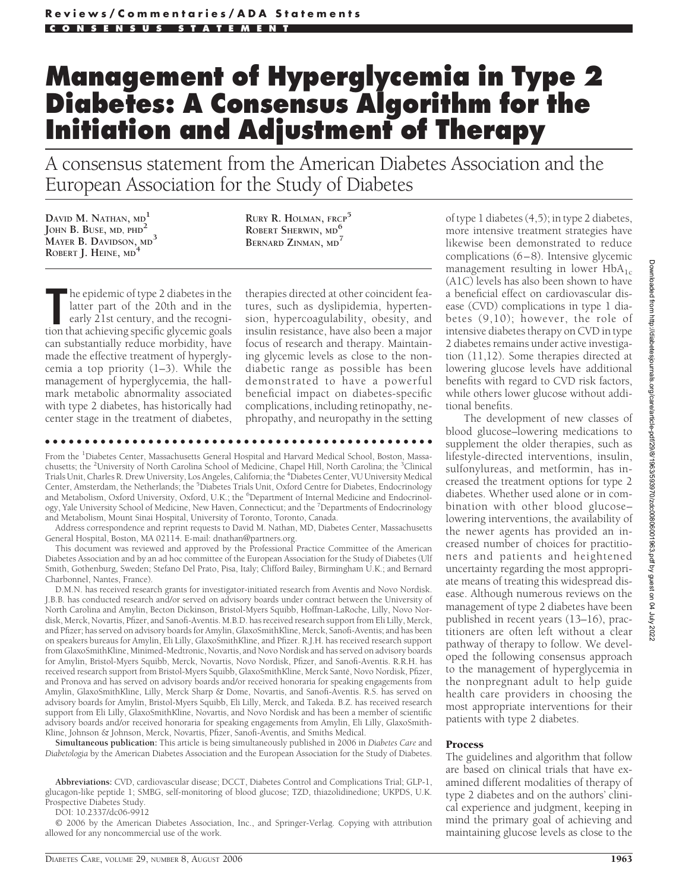# Management of Hyperglycemia in Type 2 Diabetes: A Consensus Algorithm for the Initiation and Adjustment of Therapy

A consensus statement from the American Diabetes Association and the European Association for the Study of Diabetes

DAVID M. NATHAN, MD[1]
JOHN B. BUSE, MD, PHD[2]
MAYER B. DAVIDSON, MD[3]
ROBERT J. HEINE, MD[4]
RURY R. HOLMAN, FRCP[5]
ROBERT SHERWIN, MD[6]
BERNARD ZINMAN, MD[7]

The epidemic of type 2 diabetes in the latter part of the 20th and in the early 21st century, and the recognition that achieving specific glycemic goals can substantially reduce morbidity, have made the effective treatment of hyperglycemia a top priority (1–3). While the management of hyperglycemia, the hallmark metabolic abnormality associated with type 2 diabetes, has historically had center stage in the treatment of diabetes, therapies directed at other coincident features, such as dyslipidemia, hypertension, hypercoagulability, obesity, and insulin resistance, have also been a major focus of research and therapy. Maintaining glycemic levels as close to the nondiabetic range as possible has been demonstrated to have a powerful beneficial impact on diabetes-specific complications, including retinopathy, nephropathy, and neuropathy in the setting of type 1 diabetes (4,5); in type 2 diabetes, more intensive treatment strategies have likewise been demonstrated to reduce complications (6–8). Intensive glycemic management resulting in lower $HbA_{1c}$ (A1C) levels has also been shown to have a beneficial effect on cardiovascular disease (CVD) complications in type 1 diabetes (9,10); however, the role of intensive diabetes therapy on CVD in type 2 diabetes remains under active investigation (11,12). Some therapies directed at lowering glucose levels have additional benefits with regard to CVD risk factors, while others lower glucose without additional benefits.

The development of new classes of blood glucose–lowering medications to supplement the older therapies, such as lifestyle-directed interventions, insulin, sulfonylureas, and metformin, has increased the treatment options for type 2 diabetes. Whether used alone or in combination with other blood glucose–lowering interventions, the availability of the newer agents has provided an increased number of choices for practitioners and patients and heightened uncertainty regarding the most appropriate means of treating this widespread disease. Although numerous reviews on the management of type 2 diabetes have been published in recent years (13–16), practitioners are often left without a clear pathway of therapy to follow. We developed the following consensus approach to the management of hyperglycemia in the nonpregnant adult to help guide health care providers in choosing the most appropriate interventions for their patients with type 2 diabetes.

## Process

The guidelines and algorithm that follow are based on clinical trials that have examined different modalities of therapy of type 2 diabetes and on the authors' clinical experience and judgment, keeping in mind the primary goal of achieving and maintaining glucose levels as close to the

---

From the [1]Diabetes Center, Massachusetts General Hospital and Harvard Medical School, Boston, Massachusetts; the [2]University of North Carolina School of Medicine, Chapel Hill, North Carolina; the [3]Clinical Trials Unit, Charles R. Drew University, Los Angeles, California; the [4]Diabetes Center, VU University Medical Center, Amsterdam, the Netherlands; the [5]Diabetes Trials Unit, Oxford Centre for Diabetes, Endocrinology and Metabolism, Oxford University, Oxford, U.K.; the [6]Department of Internal Medicine and Endocrinology, Yale University School of Medicine, New Haven, Connecticut; and the [7]Departments of Endocrinology and Metabolism, Mount Sinai Hospital, University of Toronto, Toronto, Canada.

Address correspondence and reprint requests to David M. Nathan, MD, Diabetes Center, Massachusetts General Hospital, Boston, MA 02114. E-mail: dnathan@partners.org.

This document was reviewed and approved by the Professional Practice Committee of the American Diabetes Association and by an ad hoc committee of the European Association for the Study of Diabetes (Ulf Smith, Gothenburg, Sweden; Stefano Del Prato, Pisa, Italy; Clifford Bailey, Birmingham U.K.; and Bernard Charbonnel, Nantes, France).

D.M.N. has received research grants for investigator-initiated research from Aventis and Novo Nordisk. J.B.B. has conducted research and/or served on advisory boards under contract between the University of North Carolina and Amylin, Becton Dickinson, Bristol-Myers Squibb, Hoffman-LaRoche, Lilly, Novo Nordisk, Merck, Novartis, Pfizer, and Sanofi-Aventis. M.B.D. has received research support from Eli Lilly, Merck, and Pfizer; has served on advisory boards for Amylin, GlaxoSmithKline, Merck, Sanofi-Aventis; and has been on speakers bureaus for Amylin, Eli Lilly, GlaxoSmithKline, and Pfizer. R.J.H. has received research support from GlaxoSmithKline, Minimed-Medtronic, Novartis, and Novo Nordisk and has served on advisory boards for Amylin, Bristol-Myers Squibb, Merck, Novartis, Novo Nordisk, Pfizer, and Sanofi-Aventis. R.R.H. has received research support from Bristol-Myers Squibb, GlaxoSmithKline, Merck Santé, Novo Nordisk, Pfizer, and Pronova and has served on advisory boards and/or received honoraria for speaking engagements from Amylin, GlaxoSmithKline, Lilly, Merck Sharp & Dome, Novartis, and Sanofi-Aventis. R.S. has served on advisory boards for Amylin, Bristol-Myers Squibb, Eli Lilly, Merck, and Takeda. B.Z. has received research support from Eli Lilly, GlaxoSmithKline, Novartis, and Novo Nordisk and has been a member of scientific advisory boards and/or received honoraria for speaking engagements from Amylin, Eli Lilly, GlaxoSmithKline, Johnson & Johnson, Merck, Novartis, Pfizer, Sanofi-Aventis, and Smiths Medical.

**Simultaneous publication:** This article is being simultaneously published in 2006 in *Diabetes Care* and *Diabetologia* by the American Diabetes Association and the European Association for the Study of Diabetes.

**Abbreviations:** CVD, cardiovascular disease; DCCT, Diabetes Control and Complications Trial; GLP-1, glucagon-like peptide 1; SMBG, self-monitoring of blood glucose; TZD, thiazolidinedione; UKPDS, U.K. Prospective Diabetes Study.

DOI: 10.2337/dc06-9912

© 2006 by the American Diabetes Association, Inc., and Springer-Verlag. Copying with attribution allowed for any noncommercial use of the work.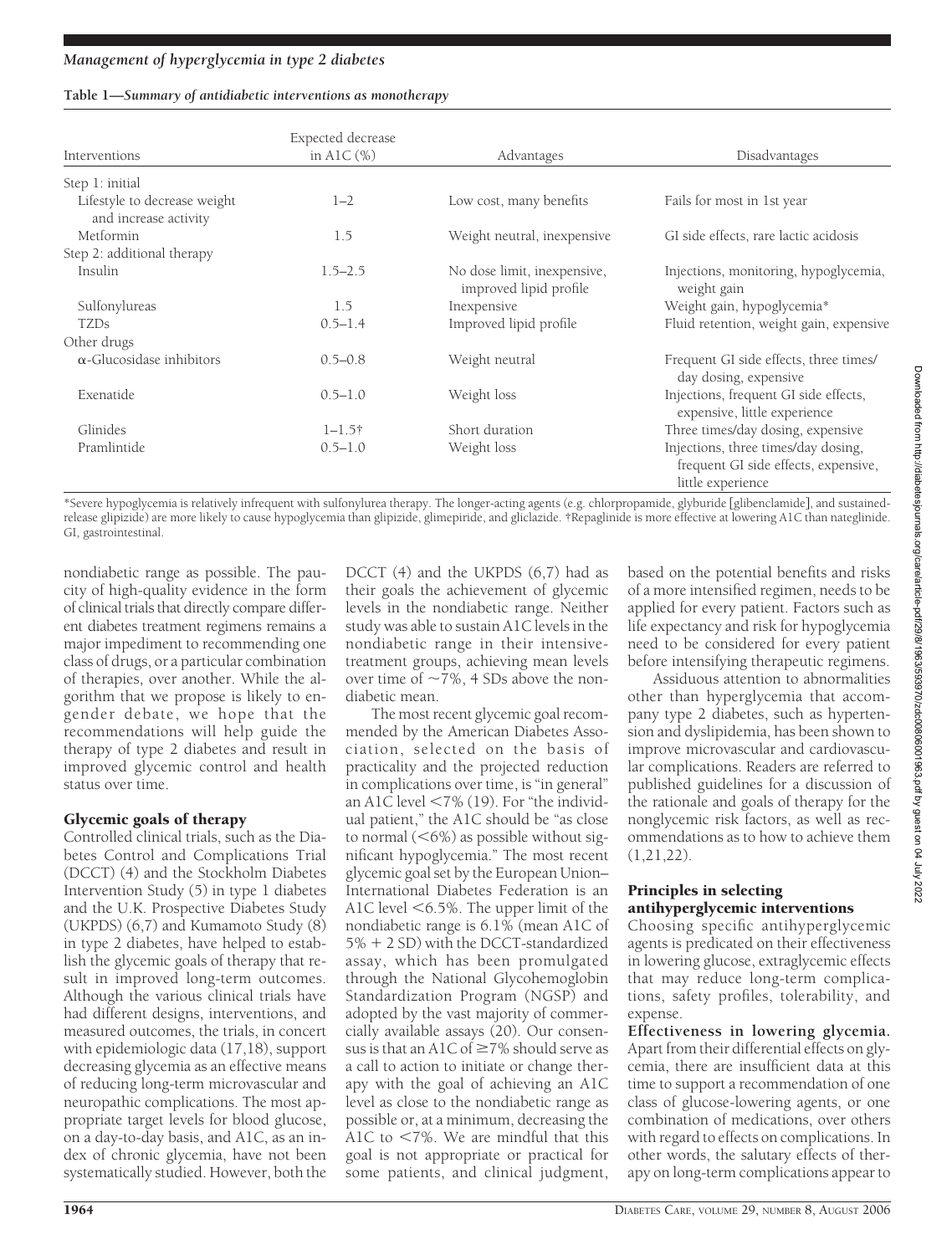**Table 1—*Summary of antidiabetic interventions as monotherapy***

| Interventions | Expected decrease in A1C (%) | Advantages | Disadvantages |
|---|---|---|---|
| Step 1: initial | | | |
| Lifestyle to decrease weight and increase activity | 1–2 | Low cost, many benefits | Fails for most in 1st year |
| Metformin | 1.5 | Weight neutral, inexpensive | GI side effects, rare lactic acidosis |
| Step 2: additional therapy | | | |
| Insulin | 1.5–2.5 | No dose limit, inexpensive, improved lipid profile | Injections, monitoring, hypoglycemia, weight gain |
| Sulfonylureas | 1.5 | Inexpensive | Weight gain, hypoglycemia* |
| TZDs | 0.5–1.4 | Improved lipid profile | Fluid retention, weight gain, expensive |
| Other drugs | | | |
| α-Glucosidase inhibitors | 0.5–0.8 | Weight neutral | Frequent GI side effects, three times/day dosing, expensive |
| Exenatide | 0.5–1.0 | Weight loss | Injections, frequent GI side effects, expensive, little experience |
| Glinides | 1–1.5† | Short duration | Three times/day dosing, expensive |
| Pramlintide | 0.5–1.0 | Weight loss | Injections, three times/day dosing, frequent GI side effects, expensive, little experience |

*Severe hypoglycemia is relatively infrequent with sulfonylurea therapy. The longer-acting agents (e.g. chlorpropamide, glyburide [glibenclamide], and sustained-release glipizide) are more likely to cause hypoglycemia than glipizide, glimepiride, and gliclazide. †Repaglinide is more effective at lowering A1C than nateglinide. GI, gastrointestinal.

nondiabetic range as possible. The paucity of high-quality evidence in the form of clinical trials that directly compare different diabetes treatment regimens remains a major impediment to recommending one class of drugs, or a particular combination of therapies, over another. While the algorithm that we propose is likely to engender debate, we hope that the recommendations will help guide the therapy of type 2 diabetes and result in improved glycemic control and health status over time.

## Glycemic goals of therapy

Controlled clinical trials, such as the Diabetes Control and Complications Trial (DCCT) (4) and the Stockholm Diabetes Intervention Study (5) in type 1 diabetes and the U.K. Prospective Diabetes Study (UKPDS) (6,7) and Kumamoto Study (8) in type 2 diabetes, have helped to establish the glycemic goals of therapy that result in improved long-term outcomes. Although the various clinical trials have had different designs, interventions, and measured outcomes, the trials, in concert with epidemiologic data (17,18), support decreasing glycemia as an effective means of reducing long-term microvascular and neuropathic complications. The most appropriate target levels for blood glucose, on a day-to-day basis, and A1C, as an index of chronic glycemia, have not been systematically studied. However, both the DCCT (4) and the UKPDS (6,7) had as their goals the achievement of glycemic levels in the nondiabetic range. Neither study was able to sustain A1C levels in the nondiabetic range in their intensive-treatment groups, achieving mean levels over time of ~7%, 4 SDs above the nondiabetic mean.

The most recent glycemic goal recommended by the American Diabetes Association, selected on the basis of practicality and the projected reduction in complications over time, is "in general" an A1C level <7% (19). For "the individual patient," the A1C should be "as close to normal (<6%) as possible without significant hypoglycemia." The most recent glycemic goal set by the European Union–International Diabetes Federation is an A1C level <6.5%. The upper limit of the nondiabetic range is 6.1% (mean A1C of 5% + 2 SD) with the DCCT-standardized assay, which has been promulgated through the National Glycohemoglobin Standardization Program (NGSP) and adopted by the vast majority of commercially available assays (20). Our consensus is that an A1C of ≥7% should serve as a call to action to initiate or change therapy with the goal of achieving an A1C level as close to the nondiabetic range as possible or, at a minimum, decreasing the A1C to <7%. We are mindful that this goal is not appropriate or practical for some patients, and clinical judgment, based on the potential benefits and risks of a more intensified regimen, needs to be applied for every patient. Factors such as life expectancy and risk for hypoglycemia need to be considered for every patient before intensifying therapeutic regimens.

Assiduous attention to abnormalities other than hyperglycemia that accompany type 2 diabetes, such as hypertension and dyslipidemia, has been shown to improve microvascular and cardiovascular complications. Readers are referred to published guidelines for a discussion of the rationale and goals of therapy for the nonglycemic risk factors, as well as recommendations as to how to achieve them (1,21,22).

## Principles in selecting antihyperglycemic interventions

Choosing specific antihyperglycemic agents is predicated on their effectiveness in lowering glucose, extraglycemic effects that may reduce long-term complications, safety profiles, tolerability, and expense.

**Effectiveness in lowering glycemia.** Apart from their differential effects on glycemia, there are insufficient data at this time to support a recommendation of one class of glucose-lowering agents, or one combination of medications, over others with regard to effects on complications. In other words, the salutary effects of therapy on long-term complications appear to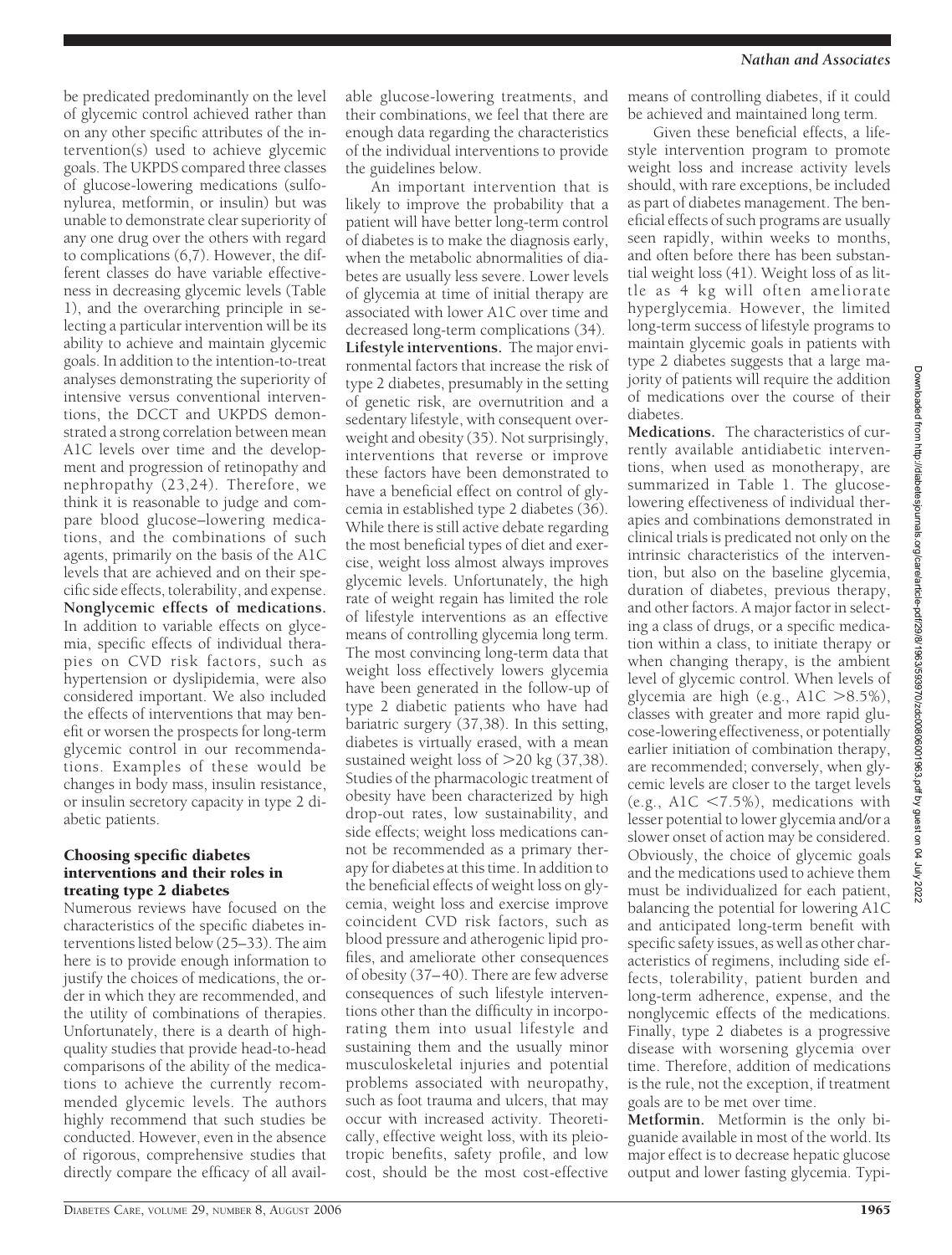be predicated predominantly on the level of glycemic control achieved rather than on any other specific attributes of the intervention(s) used to achieve glycemic goals. The UKPDS compared three classes of glucose-lowering medications (sulfonylurea, metformin, or insulin) but was unable to demonstrate clear superiority of any one drug over the others with regard to complications (6,7). However, the different classes do have variable effectiveness in decreasing glycemic levels (Table 1), and the overarching principle in selecting a particular intervention will be its ability to achieve and maintain glycemic goals. In addition to the intention-to-treat analyses demonstrating the superiority of intensive versus conventional interventions, the DCCT and UKPDS demonstrated a strong correlation between mean A1C levels over time and the development and progression of retinopathy and nephropathy (23,24). Therefore, we think it is reasonable to judge and compare blood glucose–lowering medications, and the combinations of such agents, primarily on the basis of the A1C levels that are achieved and on their specific side effects, tolerability, and expense.

**Nonglycemic effects of medications.** In addition to variable effects on glycemia, specific effects of individual therapies on CVD risk factors, such as hypertension or dyslipidemia, were also considered important. We also included the effects of interventions that may benefit or worsen the prospects for long-term glycemic control in our recommendations. Examples of these would be changes in body mass, insulin resistance, or insulin secretory capacity in type 2 diabetic patients.

## Choosing specific diabetes interventions and their roles in treating type 2 diabetes

Numerous reviews have focused on the characteristics of the specific diabetes interventions listed below (25–33). The aim here is to provide enough information to justify the choices of medications, the order in which they are recommended, and the utility of combinations of therapies. Unfortunately, there is a dearth of high-quality studies that provide head-to-head comparisons of the ability of the medications to achieve the currently recommended glycemic levels. The authors highly recommend that such studies be conducted. However, even in the absence of rigorous, comprehensive studies that directly compare the efficacy of all available glucose-lowering treatments, and their combinations, we feel that there are enough data regarding the characteristics of the individual interventions to provide the guidelines below.

An important intervention that is likely to improve the probability that a patient will have better long-term control of diabetes is to make the diagnosis early, when the metabolic abnormalities of diabetes are usually less severe. Lower levels of glycemia at time of initial therapy are associated with lower A1C over time and decreased long-term complications (34).

**Lifestyle interventions.** The major environmental factors that increase the risk of type 2 diabetes, presumably in the setting of genetic risk, are overnutrition and a sedentary lifestyle, with consequent overweight and obesity (35). Not surprisingly, interventions that reverse or improve these factors have been demonstrated to have a beneficial effect on control of glycemia in established type 2 diabetes (36). While there is still active debate regarding the most beneficial types of diet and exercise, weight loss almost always improves glycemic levels. Unfortunately, the high rate of weight regain has limited the role of lifestyle interventions as an effective means of controlling glycemia long term. The most convincing long-term data that weight loss effectively lowers glycemia have been generated in the follow-up of type 2 diabetic patients who have had bariatric surgery (37,38). In this setting, diabetes is virtually erased, with a mean sustained weight loss of >20 kg (37,38). Studies of the pharmacologic treatment of obesity have been characterized by high drop-out rates, low sustainability, and side effects; weight loss medications cannot be recommended as a primary therapy for diabetes at this time. In addition to the beneficial effects of weight loss on glycemia, weight loss and exercise improve coincident CVD risk factors, such as blood pressure and atherogenic lipid profiles, and ameliorate other consequences of obesity (37–40). There are few adverse consequences of such lifestyle interventions other than the difficulty in incorporating them into usual lifestyle and sustaining them and the usually minor musculoskeletal injuries and potential problems associated with neuropathy, such as foot trauma and ulcers, that may occur with increased activity. Theoretically, effective weight loss, with its pleiotropic benefits, safety profile, and low cost, should be the most cost-effective means of controlling diabetes, if it could be achieved and maintained long term.

Given these beneficial effects, a lifestyle intervention program to promote weight loss and increase activity levels should, with rare exceptions, be included as part of diabetes management. The beneficial effects of such programs are usually seen rapidly, within weeks to months, and often before there has been substantial weight loss (41). Weight loss of as little as 4 kg will often ameliorate hyperglycemia. However, the limited long-term success of lifestyle programs to maintain glycemic goals in patients with type 2 diabetes suggests that a large majority of patients will require the addition of medications over the course of their diabetes.

**Medications.** The characteristics of currently available antidiabetic interventions, when used as monotherapy, are summarized in Table 1. The glucose-lowering effectiveness of individual therapies and combinations demonstrated in clinical trials is predicated not only on the intrinsic characteristics of the intervention, but also on the baseline glycemia, duration of diabetes, previous therapy, and other factors. A major factor in selecting a class of drugs, or a specific medication within a class, to initiate therapy or when changing therapy, is the ambient level of glycemic control. When levels of glycemia are high (e.g., A1C >8.5%), classes with greater and more rapid glucose-lowering effectiveness, or potentially earlier initiation of combination therapy, are recommended; conversely, when glycemic levels are closer to the target levels (e.g., A1C <7.5%), medications with lesser potential to lower glycemia and/or a slower onset of action may be considered. Obviously, the choice of glycemic goals and the medications used to achieve them must be individualized for each patient, balancing the potential for lowering A1C and anticipated long-term benefit with specific safety issues, as well as other characteristics of regimens, including side effects, tolerability, patient burden and long-term adherence, expense, and the nonglycemic effects of the medications. Finally, type 2 diabetes is a progressive disease with worsening glycemia over time. Therefore, addition of medications is the rule, not the exception, if treatment goals are to be met over time.

**Metformin.** Metformin is the only biguanide available in most of the world. Its major effect is to decrease hepatic glucose output and lower fasting glycemia. Typi-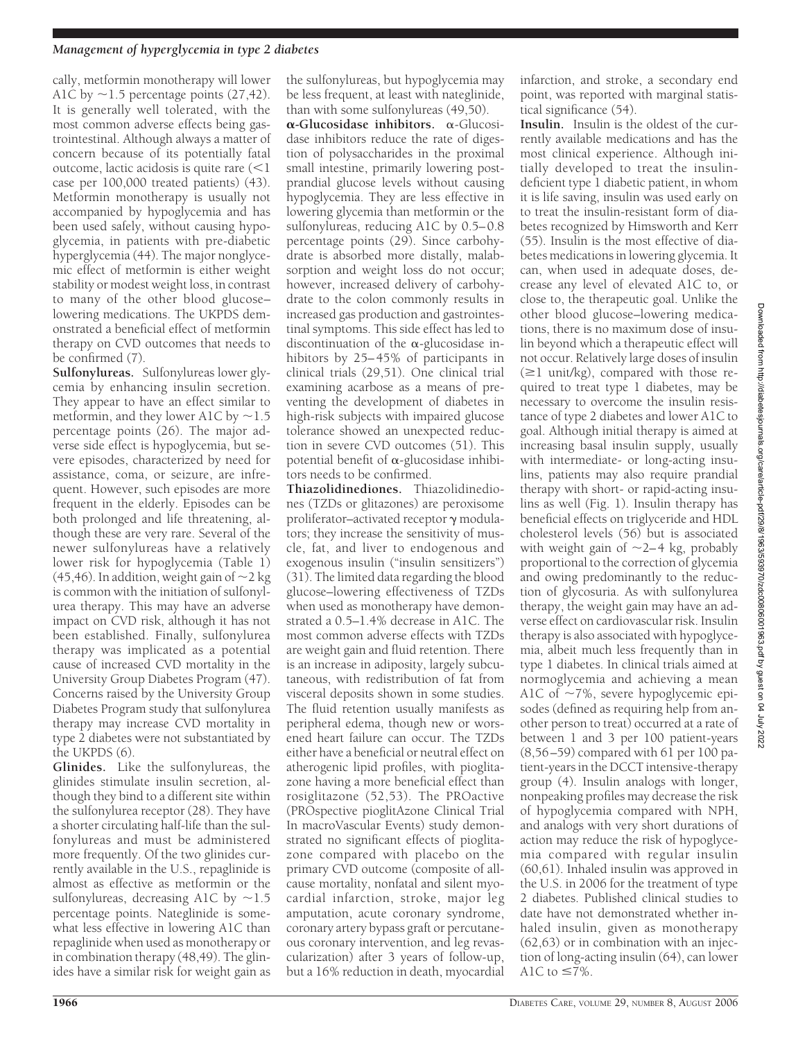cally, metformin monotherapy will lower A1C by ~1.5 percentage points (27,42). It is generally well tolerated, with the most common adverse effects being gastrointestinal. Although always a matter of concern because of its potentially fatal outcome, lactic acidosis is quite rare (<1 case per 100,000 treated patients) (43). Metformin monotherapy is usually not accompanied by hypoglycemia and has been used safely, without causing hypoglycemia, in patients with pre-diabetic hyperglycemia (44). The major nonglycemic effect of metformin is either weight stability or modest weight loss, in contrast to many of the other blood glucose–lowering medications. The UKPDS demonstrated a beneficial effect of metformin therapy on CVD outcomes that needs to be confirmed (7).

**Sulfonylureas.** Sulfonylureas lower glycemia by enhancing insulin secretion. They appear to have an effect similar to metformin, and they lower A1C by ~1.5 percentage points (26). The major adverse side effect is hypoglycemia, but severe episodes, characterized by need for assistance, coma, or seizure, are infrequent. However, such episodes are more frequent in the elderly. Episodes can be both prolonged and life threatening, although these are very rare. Several of the newer sulfonylureas have a relatively lower risk for hypoglycemia (Table 1) (45,46). In addition, weight gain of ~2 kg is common with the initiation of sulfonylurea therapy. This may have an adverse impact on CVD risk, although it has not been established. Finally, sulfonylurea therapy was implicated as a potential cause of increased CVD mortality in the University Group Diabetes Program (47). Concerns raised by the University Group Diabetes Program study that sulfonylurea therapy may increase CVD mortality in type 2 diabetes were not substantiated by the UKPDS (6).

**Glinides.** Like the sulfonylureas, the glinides stimulate insulin secretion, although they bind to a different site within the sulfonylurea receptor (28). They have a shorter circulating half-life than the sulfonylureas and must be administered more frequently. Of the two glinides currently available in the U.S., repaglinide is almost as effective as metformin or the sulfonylureas, decreasing A1C by ~1.5 percentage points. Nateglinide is somewhat less effective in lowering A1C than repaglinide when used as monotherapy or in combination therapy (48,49). The glinides have a similar risk for weight gain as the sulfonylureas, but hypoglycemia may be less frequent, at least with nateglinide, than with some sulfonylureas (49,50).

**α-Glucosidase inhibitors.** α-Glucosidase inhibitors reduce the rate of digestion of polysaccharides in the proximal small intestine, primarily lowering postprandial glucose levels without causing hypoglycemia. They are less effective in lowering glycemia than metformin or the sulfonylureas, reducing A1C by 0.5–0.8 percentage points (29). Since carbohydrate is absorbed more distally, malabsorption and weight loss do not occur; however, increased delivery of carbohydrate to the colon commonly results in increased gas production and gastrointestinal symptoms. This side effect has led to discontinuation of the α-glucosidase inhibitors by 25–45% of participants in clinical trials (29,51). One clinical trial examining acarbose as a means of preventing the development of diabetes in high-risk subjects with impaired glucose tolerance showed an unexpected reduction in severe CVD outcomes (51). This potential benefit of α-glucosidase inhibitors needs to be confirmed.

**Thiazolidinediones.** Thiazolidinediones (TZDs or glitazones) are peroxisome proliferator–activated receptor γ modulators; they increase the sensitivity of muscle, fat, and liver to endogenous and exogenous insulin ("insulin sensitizers") (31). The limited data regarding the blood glucose–lowering effectiveness of TZDs when used as monotherapy have demonstrated a 0.5–1.4% decrease in A1C. The most common adverse effects with TZDs are weight gain and fluid retention. There is an increase in adiposity, largely subcutaneous, with redistribution of fat from visceral deposits shown in some studies. The fluid retention usually manifests as peripheral edema, though new or worsened heart failure can occur. The TZDs either have a beneficial or neutral effect on atherogenic lipid profiles, with pioglitazone having a more beneficial effect than rosiglitazone (52,53). The PROactive (PROspective pioglitAzone Clinical Trial In macroVascular Events) study demonstrated no significant effects of pioglitazone compared with placebo on the primary CVD outcome (composite of all-cause mortality, nonfatal and silent myocardial infarction, stroke, major leg amputation, acute coronary syndrome, coronary artery bypass graft or percutaneous coronary intervention, and leg revascularization) after 3 years of follow-up, but a 16% reduction in death, myocardial infarction, and stroke, a secondary end point, was reported with marginal statistical significance (54).

**Insulin.** Insulin is the oldest of the currently available medications and has the most clinical experience. Although initially developed to treat the insulin-deficient type 1 diabetic patient, in whom it is life saving, insulin was used early on to treat the insulin-resistant form of diabetes recognized by Himsworth and Kerr (55). Insulin is the most effective of diabetes medications in lowering glycemia. It can, when used in adequate doses, decrease any level of elevated A1C to, or close to, the therapeutic goal. Unlike the other blood glucose–lowering medications, there is no maximum dose of insulin beyond which a therapeutic effect will not occur. Relatively large doses of insulin (≥1 unit/kg), compared with those required to treat type 1 diabetes, may be necessary to overcome the insulin resistance of type 2 diabetes and lower A1C to goal. Although initial therapy is aimed at increasing basal insulin supply, usually with intermediate- or long-acting insulins, patients may also require prandial therapy with short- or rapid-acting insulins as well (Fig. 1). Insulin therapy has beneficial effects on triglyceride and HDL cholesterol levels (56) but is associated with weight gain of ~2–4 kg, probably proportional to the correction of glycemia and owing predominantly to the reduction of glycosuria. As with sulfonylurea therapy, the weight gain may have an adverse effect on cardiovascular risk. Insulin therapy is also associated with hypoglycemia, albeit much less frequently than in type 1 diabetes. In clinical trials aimed at normoglycemia and achieving a mean A1C of ~7%, severe hypoglycemic episodes (defined as requiring help from another person to treat) occurred at a rate of between 1 and 3 per 100 patient-years (8,56–59) compared with 61 per 100 patient-years in the DCCT intensive-therapy group (4). Insulin analogs with longer, nonpeaking profiles may decrease the risk of hypoglycemia compared with NPH, and analogs with very short durations of action may reduce the risk of hypoglycemia compared with regular insulin (60,61). Inhaled insulin was approved in the U.S. in 2006 for the treatment of type 2 diabetes. Published clinical studies to date have not demonstrated whether inhaled insulin, given as monotherapy (62,63) or in combination with an injection of long-acting insulin (64), can lower A1C to ≤7%.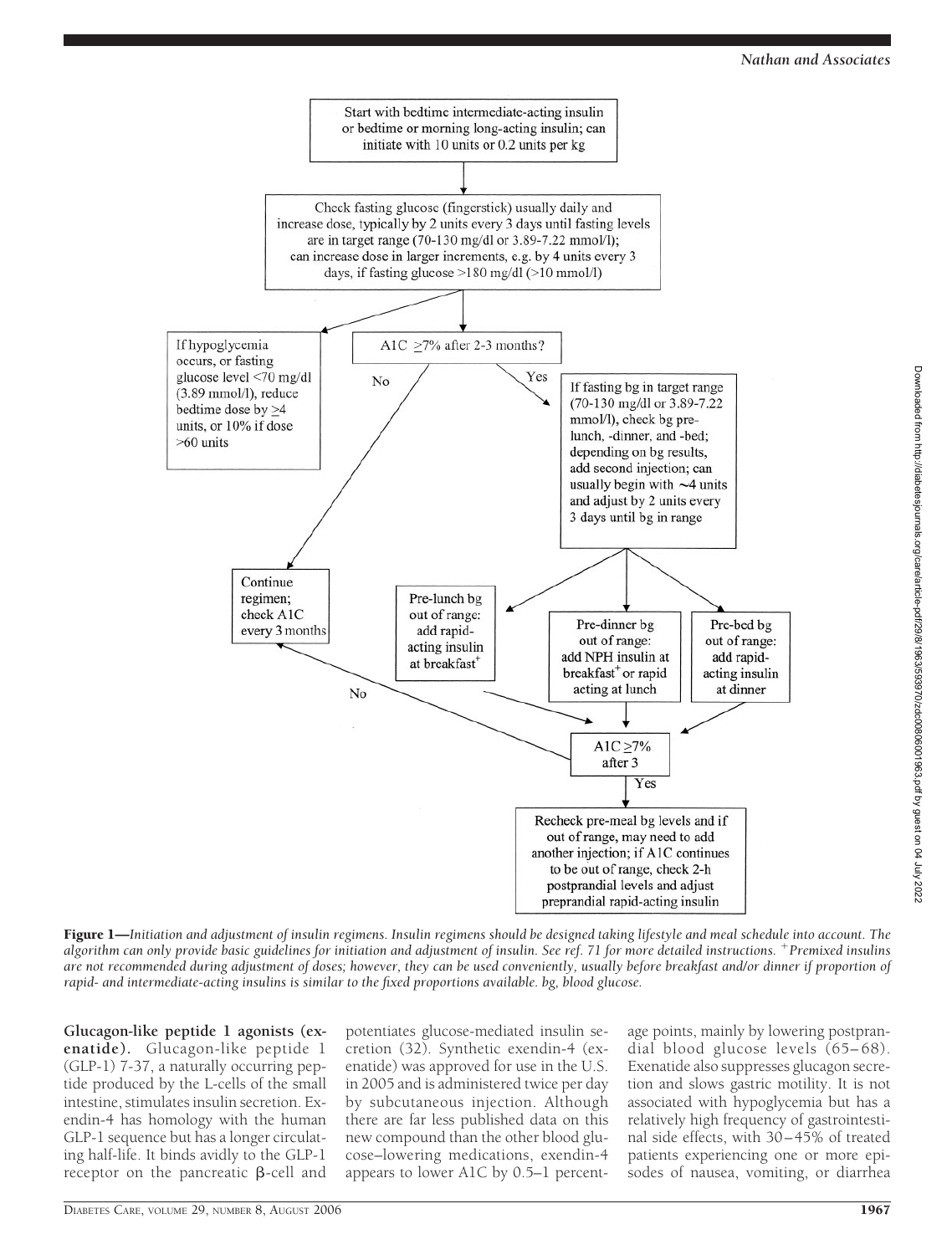Start with bedtime intermediate-acting insulin or bedtime or morning long-acting insulin; can initiate with 10 units or 0.2 units per kg

↓

Check fasting glucose (fingerstick) usually daily and increase dose, typically by 2 units every 3 days until fasting levels are in target range (70-130 mg/dl or 3.89-7.22 mmol/l); can increase dose in larger increments, e.g. by 4 units every 3 days, if fasting glucose >180 mg/dl (>10 mmol/l)

↓

If hypoglycemia occurs, or fasting glucose level <70 mg/dl (3.89 mmol/l), reduce bedtime dose by ≥4 units, or 10% if dose >60 units

A1C ≥7% after 2-3 months?

- No → Continue regimen; check A1C every 3 months
- Yes → If fasting bg in target range (70-130 mg/dl or 3.89-7.22 mmol/l), check bg pre-lunch, -dinner, and -bed; depending on bg results, add second injection; can usually begin with ~4 units and adjust by 2 units every 3 days until bg in range
  - Pre-lunch bg out of range: add rapid-acting insulin at breakfast[+]
  - Pre-dinner bg out of range: add NPH insulin at breakfast[+] or rapid acting at lunch
  - Pre-bed bg out of range: add rapid-acting insulin at dinner

A1C ≥7% after 3

- No → Continue regimen; check A1C every 3 months
- Yes → Recheck pre-meal bg levels and if out of range, may need to add another injection; if A1C continues to be out of range, check 2-h postprandial levels and adjust preprandial rapid-acting insulin

**Figure 1**—*Initiation and adjustment of insulin regimens. Insulin regimens should be designed taking lifestyle and meal schedule into account. The algorithm can only provide basic guidelines for initiation and adjustment of insulin. See ref. 71 for more detailed instructions. [+]Premixed insulins are not recommended during adjustment of doses; however, they can be used conveniently, usually before breakfast and/or dinner if proportion of rapid- and intermediate-acting insulins is similar to the fixed proportions available. bg, blood glucose.*

**Glucagon-like peptide 1 agonists (exenatide).** Glucagon-like peptide 1 (GLP-1) 7-37, a naturally occurring peptide produced by the L-cells of the small intestine, stimulates insulin secretion. Exendin-4 has homology with the human GLP-1 sequence but has a longer circulating half-life. It binds avidly to the GLP-1 receptor on the pancreatic β-cell and potentiates glucose-mediated insulin secretion (32). Synthetic exendin-4 (exenatide) was approved for use in the U.S. in 2005 and is administered twice per day by subcutaneous injection. Although there are far less published data on this new compound than the other blood glucose–lowering medications, exendin-4 appears to lower A1C by 0.5–1 percentage points, mainly by lowering postprandial blood glucose levels (65–68). Exenatide also suppresses glucagon secretion and slows gastric motility. It is not associated with hypoglycemia but has a relatively high frequency of gastrointestinal side effects, with 30–45% of treated patients experiencing one or more episodes of nausea, vomiting, or diarrhea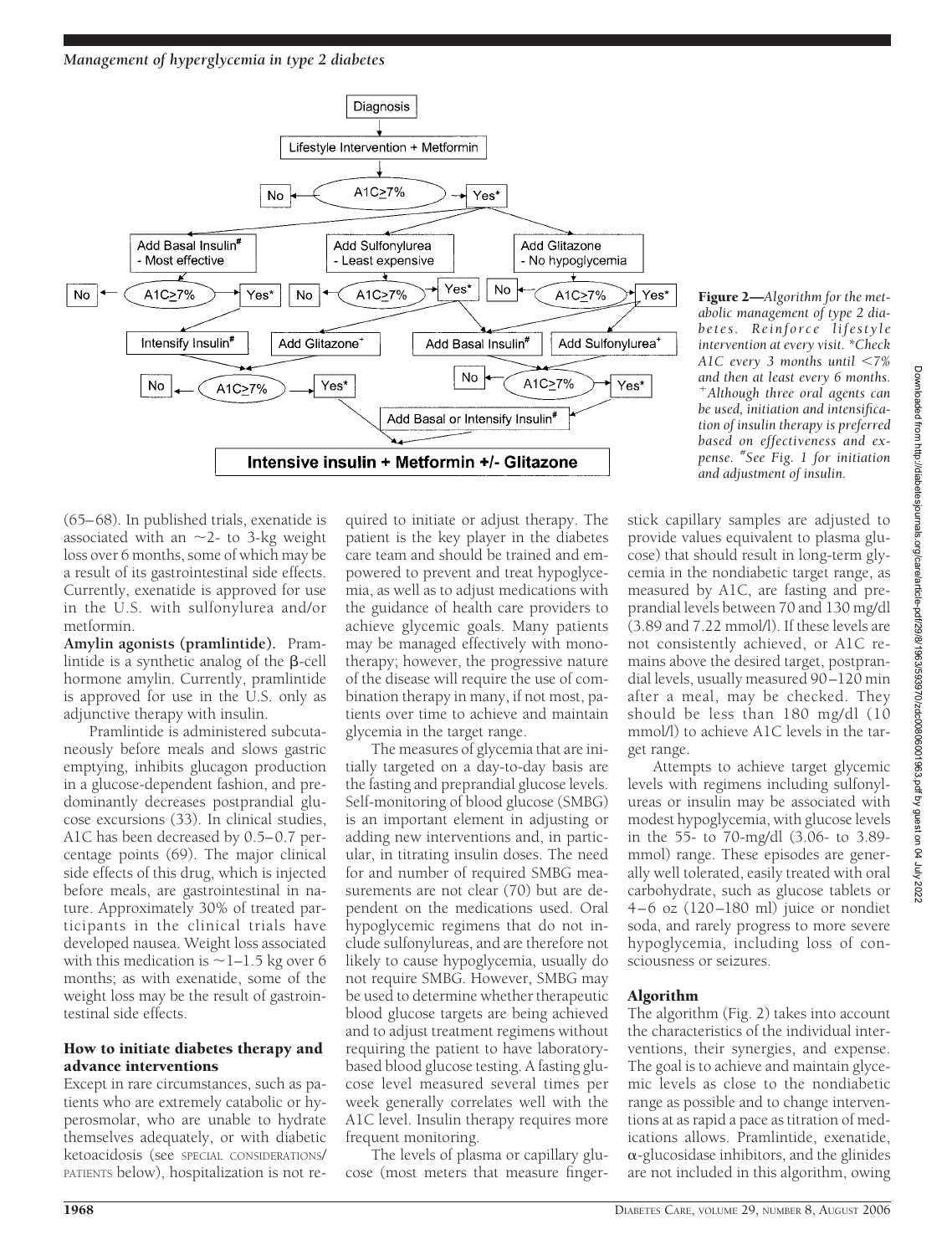Figure 2—*Algorithm for the metabolic management of type 2 diabetes. Reinforce lifestyle intervention at every visit. *Check A1C every 3 months until <7% and then at least every 6 months. +Although three oral agents can be used, initiation and intensification of insulin therapy is preferred based on effectiveness and expense. #See Fig. 1 for initiation and adjustment of insulin.*

(65–68). In published trials, exenatide is associated with an ~2- to 3-kg weight loss over 6 months, some of which may be a result of its gastrointestinal side effects. Currently, exenatide is approved for use in the U.S. with sulfonylurea and/or metformin.

**Amylin agonists (pramlintide).** Pramlintide is a synthetic analog of the β-cell hormone amylin. Currently, pramlintide is approved for use in the U.S. only as adjunctive therapy with insulin.

Pramlintide is administered subcutaneously before meals and slows gastric emptying, inhibits glucagon production in a glucose-dependent fashion, and predominantly decreases postprandial glucose excursions (33). In clinical studies, A1C has been decreased by 0.5–0.7 percentage points (69). The major clinical side effects of this drug, which is injected before meals, are gastrointestinal in nature. Approximately 30% of treated participants in the clinical trials have developed nausea. Weight loss associated with this medication is ~1–1.5 kg over 6 months; as with exenatide, some of the weight loss may be the result of gastrointestinal side effects.

## How to initiate diabetes therapy and advance interventions

Except in rare circumstances, such as patients who are extremely catabolic or hyperosmolar, who are unable to hydrate themselves adequately, or with diabetic ketoacidosis (see SPECIAL CONSIDERATIONS/PATIENTS below), hospitalization is not required to initiate or adjust therapy. The patient is the key player in the diabetes care team and should be trained and empowered to prevent and treat hypoglycemia, as well as to adjust medications with the guidance of health care providers to achieve glycemic goals. Many patients may be managed effectively with monotherapy; however, the progressive nature of the disease will require the use of combination therapy in many, if not most, patients over time to achieve and maintain glycemia in the target range.

The measures of glycemia that are initially targeted on a day-to-day basis are the fasting and preprandial glucose levels. Self-monitoring of blood glucose (SMBG) is an important element in adjusting or adding new interventions and, in particular, in titrating insulin doses. The need for and number of required SMBG measurements are not clear (70) but are dependent on the medications used. Oral hypoglycemic regimens that do not include sulfonylureas, and are therefore not likely to cause hypoglycemia, usually do not require SMBG. However, SMBG may be used to determine whether therapeutic blood glucose targets are being achieved and to adjust treatment regimens without requiring the patient to have laboratory-based blood glucose testing. A fasting glucose level measured several times per week generally correlates well with the A1C level. Insulin therapy requires more frequent monitoring.

The levels of plasma or capillary glucose (most meters that measure fingerstick capillary samples are adjusted to provide values equivalent to plasma glucose) that should result in long-term glycemia in the nondiabetic target range, as measured by A1C, are fasting and preprandial levels between 70 and 130 mg/dl (3.89 and 7.22 mmol/l). If these levels are not consistently achieved, or A1C remains above the desired target, postprandial levels, usually measured 90–120 min after a meal, may be checked. They should be less than 180 mg/dl (10 mmol/l) to achieve A1C levels in the target range.

Attempts to achieve target glycemic levels with regimens including sulfonylureas or insulin may be associated with modest hypoglycemia, with glucose levels in the 55- to 70-mg/dl (3.06- to 3.89-mmol) range. These episodes are generally well tolerated, easily treated with oral carbohydrate, such as glucose tablets or 4–6 oz (120–180 ml) juice or nondiet soda, and rarely progress to more severe hypoglycemia, including loss of consciousness or seizures.

## Algorithm

The algorithm (Fig. 2) takes into account the characteristics of the individual interventions, their synergies, and expense. The goal is to achieve and maintain glycemic levels as close to the nondiabetic range as possible and to change interventions at as rapid a pace as titration of medications allows. Pramlintide, exenatide, α-glucosidase inhibitors, and the glinides are not included in this algorithm, owing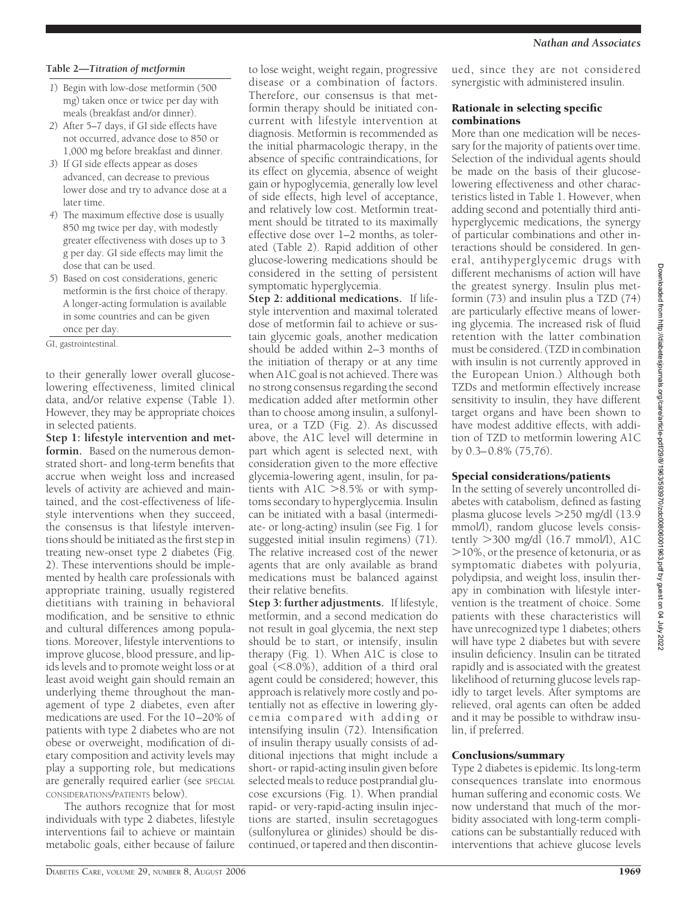**Table 2—Titration of metformin**

1) Begin with low-dose metformin (500 mg) taken once or twice per day with meals (breakfast and/or dinner).
2) After 5–7 days, if GI side effects have not occurred, advance dose to 850 or 1,000 mg before breakfast and dinner.
3) If GI side effects appear as doses advanced, can decrease to previous lower dose and try to advance dose at a later time.
4) The maximum effective dose is usually 850 mg twice per day, with modestly greater effectiveness with doses up to 3 g per day. GI side effects may limit the dose that can be used.
5) Based on cost considerations, generic metformin is the first choice of therapy. A longer-acting formulation is available in some countries and can be given once per day.

GI, gastrointestinal.

to their generally lower overall glucose-lowering effectiveness, limited clinical data, and/or relative expense (Table 1). However, they may be appropriate choices in selected patients.

**Step 1: lifestyle intervention and metformin.** Based on the numerous demonstrated short- and long-term benefits that accrue when weight loss and increased levels of activity are achieved and maintained, and the cost-effectiveness of lifestyle interventions when they succeed, the consensus is that lifestyle interventions should be initiated as the first step in treating new-onset type 2 diabetes (Fig. 2). These interventions should be implemented by health care professionals with appropriate training, usually registered dietitians with training in behavioral modification, and be sensitive to ethnic and cultural differences among populations. Moreover, lifestyle interventions to improve glucose, blood pressure, and lipids levels and to promote weight loss or at least avoid weight gain should remain an underlying theme throughout the management of type 2 diabetes, even after medications are used. For the 10–20% of patients with type 2 diabetes who are not obese or overweight, modification of dietary composition and activity levels may play a supporting role, but medications are generally required earlier (see SPECIAL CONSIDERATIONS/PATIENTS below).

The authors recognize that for most individuals with type 2 diabetes, lifestyle interventions fail to achieve or maintain metabolic goals, either because of failure to lose weight, weight regain, progressive disease or a combination of factors. Therefore, our consensus is that metformin therapy should be initiated concurrent with lifestyle intervention at diagnosis. Metformin is recommended as the initial pharmacologic therapy, in the absence of specific contraindications, for its effect on glycemia, absence of weight gain or hypoglycemia, generally low level of side effects, high level of acceptance, and relatively low cost. Metformin treatment should be titrated to its maximally effective dose over 1–2 months, as tolerated (Table 2). Rapid addition of other glucose-lowering medications should be considered in the setting of persistent symptomatic hyperglycemia.

**Step 2: additional medications.** If lifestyle intervention and maximal tolerated dose of metformin fail to achieve or sustain glycemic goals, another medication should be added within 2–3 months of the initiation of therapy or at any time when A1C goal is not achieved. There was no strong consensus regarding the second medication added after metformin other than to choose among insulin, a sulfonylurea, or a TZD (Fig. 2). As discussed above, the A1C level will determine in part which agent is selected next, with consideration given to the more effective glycemia-lowering agent, insulin, for patients with A1C >8.5% or with symptoms secondary to hyperglycemia. Insulin can be initiated with a basal (intermediate- or long-acting) insulin (see Fig. 1 for suggested initial insulin regimens) (71). The relative increased cost of the newer agents that are only available as brand medications must be balanced against their relative benefits.

**Step 3: further adjustments.** If lifestyle, metformin, and a second medication do not result in goal glycemia, the next step should be to start, or intensify, insulin therapy (Fig. 1). When A1C is close to goal (<8.0%), addition of a third oral agent could be considered; however, this approach is relatively more costly and potentially not as effective in lowering glycemia compared with adding or intensifying insulin (72). Intensification of insulin therapy usually consists of additional injections that might include a short- or rapid-acting insulin given before selected meals to reduce postprandial glucose excursions (Fig. 1). When prandial rapid- or very-rapid-acting insulin injections are started, insulin secretagogues (sulfonylurea or glinides) should be discontinued, or tapered and then discontinued, since they are not considered synergistic with administered insulin.

## Rationale in selecting specific combinations

More than one medication will be necessary for the majority of patients over time. Selection of the individual agents should be made on the basis of their glucose-lowering effectiveness and other characteristics listed in Table 1. However, when adding second and potentially third antihyperglycemic medications, the synergy of particular combinations and other interactions should be considered. In general, antihyperglycemic drugs with different mechanisms of action will have the greatest synergy. Insulin plus metformin (73) and insulin plus a TZD (74) are particularly effective means of lowering glycemia. The increased risk of fluid retention with the latter combination must be considered. (TZD in combination with insulin is not currently approved in the European Union.) Although both TZDs and metformin effectively increase sensitivity to insulin, they have different target organs and have been shown to have modest additive effects, with addition of TZD to metformin lowering A1C by 0.3–0.8% (75,76).

## Special considerations/patients

In the setting of severely uncontrolled diabetes with catabolism, defined as fasting plasma glucose levels >250 mg/dl (13.9 mmol/l), random glucose levels consistently >300 mg/dl (16.7 mmol/l), A1C >10%, or the presence of ketonuria, or as symptomatic diabetes with polyuria, polydipsia, and weight loss, insulin therapy in combination with lifestyle intervention is the treatment of choice. Some patients with these characteristics will have unrecognized type 1 diabetes; others will have type 2 diabetes but with severe insulin deficiency. Insulin can be titrated rapidly and is associated with the greatest likelihood of returning glucose levels rapidly to target levels. After symptoms are relieved, oral agents can often be added and it may be possible to withdraw insulin, if preferred.

## Conclusions/summary

Type 2 diabetes is epidemic. Its long-term consequences translate into enormous human suffering and economic costs. We now understand that much of the morbidity associated with long-term complications can be substantially reduced with interventions that achieve glucose levels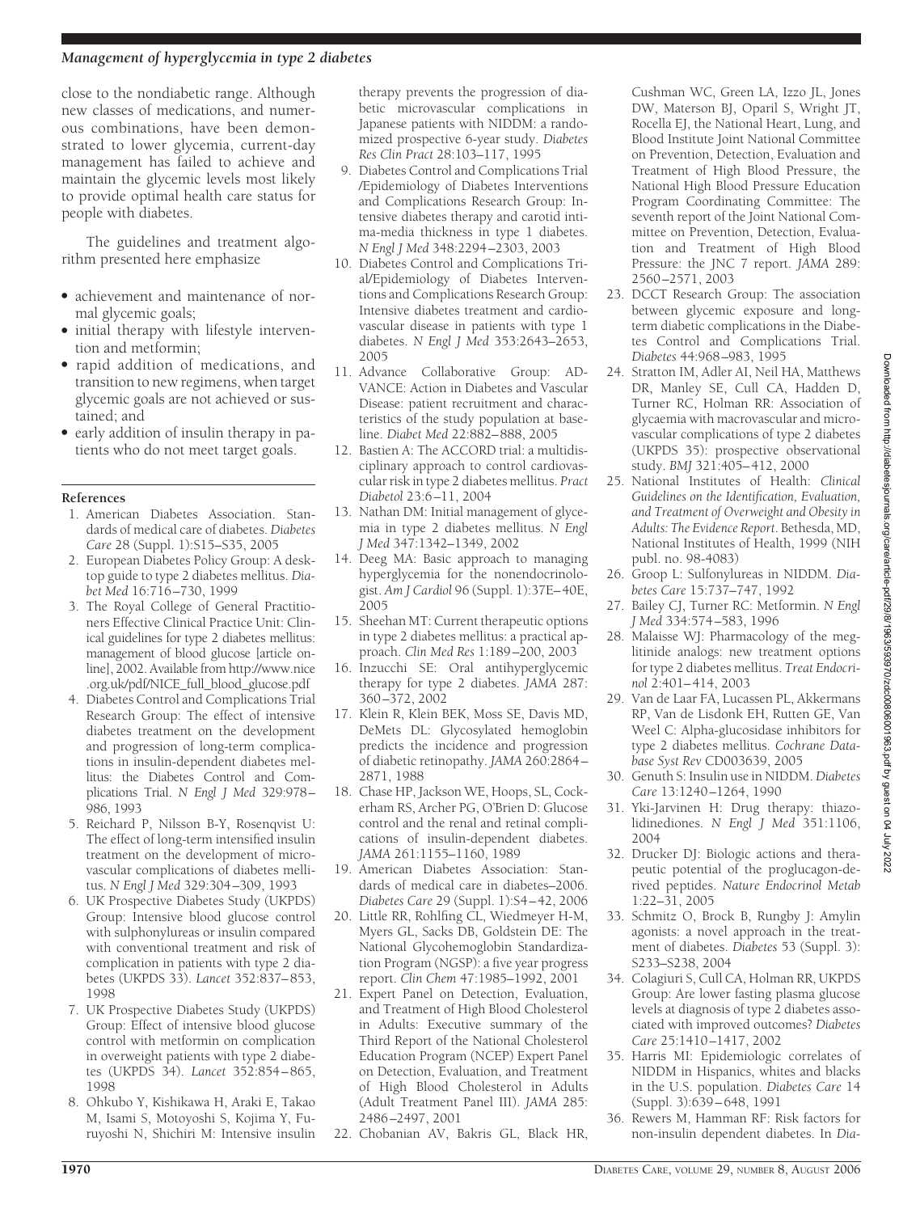close to the nondiabetic range. Although new classes of medications, and numerous combinations, have been demonstrated to lower glycemia, current-day management has failed to achieve and maintain the glycemic levels most likely to provide optimal health care status for people with diabetes.

The guidelines and treatment algorithm presented here emphasize

- achievement and maintenance of normal glycemic goals;
- initial therapy with lifestyle intervention and metformin;
- rapid addition of medications, and transition to new regimens, when target glycemic goals are not achieved or sustained; and
- early addition of insulin therapy in patients who do not meet target goals.

#### References

1. American Diabetes Association. Standards of medical care of diabetes. *Diabetes Care* 28 (Suppl. 1):S15–S35, 2005
2. European Diabetes Policy Group: A desktop guide to type 2 diabetes mellitus. *Diabet Med* 16:716–730, 1999
3. The Royal College of General Practitioners Effective Clinical Practice Unit: Clinical guidelines for type 2 diabetes mellitus: management of blood glucose [article online], 2002. Available from http://www.nice.org.uk/pdf/NICE_full_blood_glucose.pdf
4. Diabetes Control and Complications Trial Research Group: The effect of intensive diabetes treatment on the development and progression of long-term complications in insulin-dependent diabetes mellitus: the Diabetes Control and Complications Trial. *N Engl J Med* 329:978–986, 1993
5. Reichard P, Nilsson B-Y, Rosenqvist U: The effect of long-term intensified insulin treatment on the development of microvascular complications of diabetes mellitus. *N Engl J Med* 329:304–309, 1993
6. UK Prospective Diabetes Study (UKPDS) Group: Intensive blood glucose control with sulphonylureas or insulin compared with conventional treatment and risk of complication in patients with type 2 diabetes (UKPDS 33). *Lancet* 352:837–853, 1998
7. UK Prospective Diabetes Study (UKPDS) Group: Effect of intensive blood glucose control with metformin on complication in overweight patients with type 2 diabetes (UKPDS 34). *Lancet* 352:854–865, 1998
8. Ohkubo Y, Kishikawa H, Araki E, Takao M, Isami S, Motoyoshi S, Kojima Y, Furuyoshi N, Shichiri M: Intensive insulin therapy prevents the progression of diabetic microvascular complications in Japanese patients with NIDDM: a randomized prospective 6-year study. *Diabetes Res Clin Pract* 28:103–117, 1995
9. Diabetes Control and Complications Trial /Epidemiology of Diabetes Interventions and Complications Research Group: Intensive diabetes therapy and carotid intima-media thickness in type 1 diabetes. *N Engl J Med* 348:2294–2303, 2003
10. Diabetes Control and Complications Trial/Epidemiology of Diabetes Interventions and Complications Research Group: Intensive diabetes treatment and cardiovascular disease in patients with type 1 diabetes. *N Engl J Med* 353:2643–2653, 2005
11. Advance Collaborative Group: ADVANCE: Action in Diabetes and Vascular Disease: patient recruitment and characteristics of the study population at baseline. *Diabet Med* 22:882–888, 2005
12. Bastien A: The ACCORD trial: a multidisciplinary approach to control cardiovascular risk in type 2 diabetes mellitus. *Pract Diabetol* 23:6–11, 2004
13. Nathan DM: Initial management of glycemia in type 2 diabetes mellitus. *N Engl J Med* 347:1342–1349, 2002
14. Deeg MA: Basic approach to managing hyperglycemia for the nonendocrinologist. *Am J Cardiol* 96 (Suppl. 1):37E–40E, 2005
15. Sheehan MT: Current therapeutic options in type 2 diabetes mellitus: a practical approach. *Clin Med Res* 1:189–200, 2003
16. Inzucchi SE: Oral antihyperglycemic therapy for type 2 diabetes. *JAMA* 287: 360–372, 2002
17. Klein R, Klein BEK, Moss SE, Davis MD, DeMets DL: Glycosylated hemoglobin predicts the incidence and progression of diabetic retinopathy. *JAMA* 260:2864–2871, 1988
18. Chase HP, Jackson WE, Hoops, SL, Cockerham RS, Archer PG, O'Brien D: Glucose control and the renal and retinal complications of insulin-dependent diabetes. *JAMA* 261:1155–1160, 1989
19. American Diabetes Association: Standards of medical care in diabetes–2006. *Diabetes Care* 29 (Suppl. 1):S4–42, 2006
20. Little RR, Rohlfing CL, Wiedmeyer H-M, Myers GL, Sacks DB, Goldstein DE: The National Glycohemoglobin Standardization Program (NGSP): a five year progress report. *Clin Chem* 47:1985–1992, 2001
21. Expert Panel on Detection, Evaluation, and Treatment of High Blood Cholesterol in Adults: Executive summary of the Third Report of the National Cholesterol Education Program (NCEP) Expert Panel on Detection, Evaluation, and Treatment of High Blood Cholesterol in Adults (Adult Treatment Panel III). *JAMA* 285: 2486–2497, 2001
22. Chobanian AV, Bakris GL, Black HR, Cushman WC, Green LA, Izzo JL, Jones DW, Materson BJ, Oparil S, Wright JT, Rocella EJ, the National Heart, Lung, and Blood Institute Joint National Committee on Prevention, Detection, Evaluation and Treatment of High Blood Pressure, the National High Blood Pressure Education Program Coordinating Committee: The seventh report of the Joint National Committee on Prevention, Detection, Evaluation and Treatment of High Blood Pressure: the JNC 7 report. *JAMA* 289: 2560–2571, 2003
23. DCCT Research Group: The association between glycemic exposure and long-term diabetic complications in the Diabetes Control and Complications Trial. *Diabetes* 44:968–983, 1995
24. Stratton IM, Adler AI, Neil HA, Matthews DR, Manley SE, Cull CA, Hadden D, Turner RC, Holman RR: Association of glycaemia with macrovascular and microvascular complications of type 2 diabetes (UKPDS 35): prospective observational study. *BMJ* 321:405–412, 2000
25. National Institutes of Health: *Clinical Guidelines on the Identification, Evaluation, and Treatment of Overweight and Obesity in Adults: The Evidence Report*. Bethesda, MD, National Institutes of Health, 1999 (NIH publ. no. 98-4083)
26. Groop L: Sulfonylureas in NIDDM. *Diabetes Care* 15:737–747, 1992
27. Bailey CJ, Turner RC: Metformin. *N Engl J Med* 334:574–583, 1996
28. Malaisse WJ: Pharmacology of the meglitinide analogs: new treatment options for type 2 diabetes mellitus. *Treat Endocrinol* 2:401–414, 2003
29. Van de Laar FA, Lucassen PL, Akkermans RP, Van de Lisdonk EH, Rutten GE, Van Weel C: Alpha-glucosidase inhibitors for type 2 diabetes mellitus. *Cochrane Database Syst Rev* CD003639, 2005
30. Genuth S: Insulin use in NIDDM. *Diabetes Care* 13:1240–1264, 1990
31. Yki-Jarvinen H: Drug therapy: thiazolidinediones. *N Engl J Med* 351:1106, 2004
32. Drucker DJ: Biologic actions and therapeutic potential of the proglucagon-derived peptides. *Nature Endocrinol Metab* 1:22–31, 2005
33. Schmitz O, Brock B, Rungby J: Amylin agonists: a novel approach in the treatment of diabetes. *Diabetes* 53 (Suppl. 3): S233–S238, 2004
34. Colagiuri S, Cull CA, Holman RR, UKPDS Group: Are lower fasting plasma glucose levels at diagnosis of type 2 diabetes associated with improved outcomes? *Diabetes Care* 25:1410–1417, 2002
35. Harris MI: Epidemiologic correlates of NIDDM in Hispanics, whites and blacks in the U.S. population. *Diabetes Care* 14 (Suppl. 3):639–648, 1991
36. Rewers M, Hamman RF: Risk factors for non-insulin dependent diabetes. In *Dia-*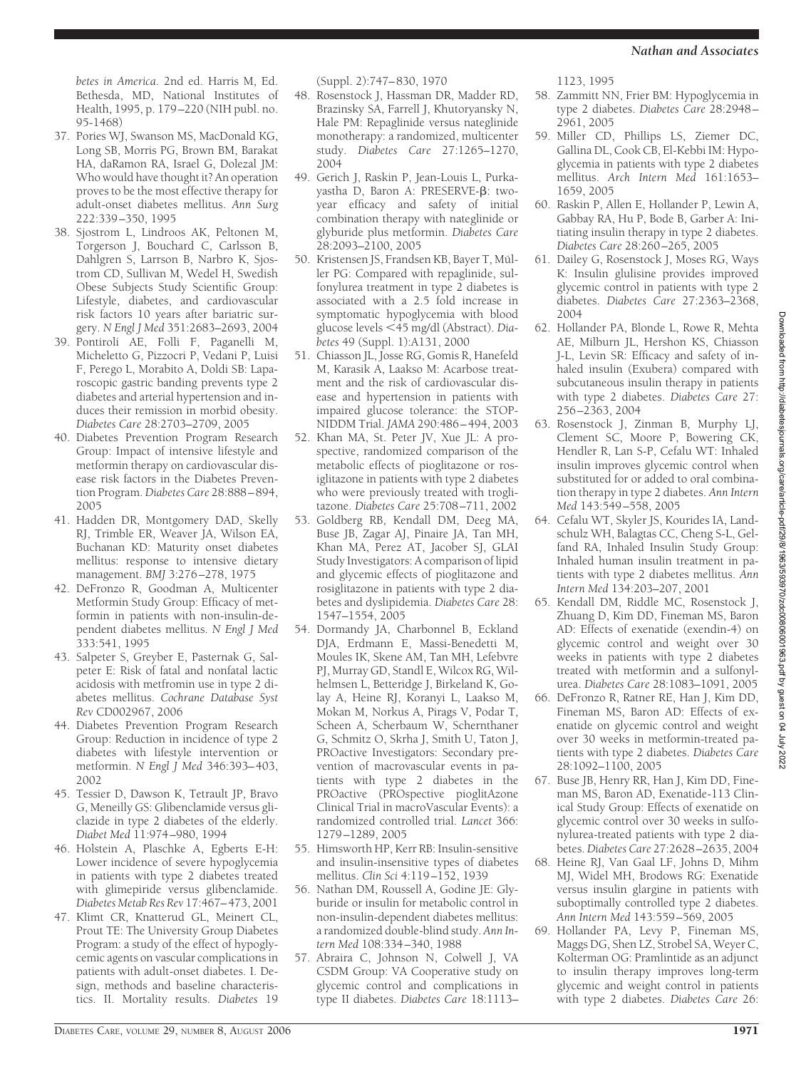*betes in America.* 2nd ed. Harris M, Ed. Bethesda, MD, National Institutes of Health, 1995, p. 179–220 (NIH publ. no. 95-1468)

37. Pories WJ, Swanson MS, MacDonald KG, Long SB, Morris PG, Brown BM, Barakat HA, daRamon RA, Israel G, Dolezal JM: Who would have thought it? An operation proves to be the most effective therapy for adult-onset diabetes mellitus. *Ann Surg* 222:339–350, 1995
38. Sjostrom L, Lindroos AK, Peltonen M, Torgerson J, Bouchard C, Carlsson B, Dahlgren S, Larsson B, Narbro K, Sjostrom CD, Sullivan M, Wedel H, Swedish Obese Subjects Study Scientific Group: Lifestyle, diabetes, and cardiovascular risk factors 10 years after bariatric surgery. *N Engl J Med* 351:2683–2693, 2004
39. Pontiroli AE, Folli F, Paganelli M, Micheletto G, Pizzocri P, Vedani P, Luisi F, Perego L, Morabito A, Doldi SB: Laparoscopic gastric banding prevents type 2 diabetes and arterial hypertension and induces their remission in morbid obesity. *Diabetes Care* 28:2703–2709, 2005
40. Diabetes Prevention Program Research Group: Impact of intensive lifestyle and metformin therapy on cardiovascular disease risk factors in the Diabetes Prevention Program. *Diabetes Care* 28:888–894, 2005
41. Hadden DR, Montgomery DAD, Skelly RJ, Trimble ER, Weaver JA, Wilson EA, Buchanan KD: Maturity onset diabetes mellitus: response to intensive dietary management. *BMJ* 3:276–278, 1975
42. DeFronzo R, Goodman A, Multicenter Metformin Study Group: Efficacy of metformin in patients with non-insulin-dependent diabetes mellitus. *N Engl J Med* 333:541, 1995
43. Salpeter S, Greyber E, Pasternak G, Salpeter E: Risk of fatal and nonfatal lactic acidosis with metfromin use in type 2 diabetes mellitus. *Cochrane Database Syst Rev* CD002967, 2006
44. Diabetes Prevention Program Research Group: Reduction in incidence of type 2 diabetes with lifestyle intervention or metformin. *N Engl J Med* 346:393–403, 2002
45. Tessier D, Dawson K, Tetrault JP, Bravo G, Meneilly GS: Glibenclamide versus gliclazide in type 2 diabetes of the elderly. *Diabet Med* 11:974–980, 1994
46. Holstein A, Plaschke A, Egberts E-H: Lower incidence of severe hypoglycemia in patients with type 2 diabetes treated with glimepiride versus glibenclamide. *Diabetes Metab Res Rev* 17:467–473, 2001
47. Klimt CR, Knatterud GL, Meinert CL, Prout TE: The University Group Diabetes Program: a study of the effect of hypoglycemic agents on vascular complications in patients with adult-onset diabetes. I. Design, methods and baseline characteristics. II. Mortality results. *Diabetes* 19 (Suppl. 2):747–830, 1970
48. Rosenstock J, Hassman DR, Madder RD, Brazinsky SA, Farrell J, Khutoryansky N, Hale PM: Repaglinide versus nateglinide monotherapy: a randomized, multicenter study. *Diabetes Care* 27:1265–1270, 2004
49. Gerich J, Raskin P, Jean-Louis L, Purkayastha D, Baron A: PRESERVE-β: two-year efficacy and safety of initial combination therapy with nateglinide or glyburide plus metformin. *Diabetes Care* 28:2093–2100, 2005
50. Kristensen JS, Frandsen KB, Bayer T, Müller PG: Compared with repaglinide, sulfonylurea treatment in type 2 diabetes is associated with a 2.5 fold increase in symptomatic hypoglycemia with blood glucose levels <45 mg/dl (Abstract). *Diabetes* 49 (Suppl. 1):A131, 2000
51. Chiasson JL, Josse RG, Gomis R, Hanefeld M, Karasik A, Laakso M: Acarbose treatment and the risk of cardiovascular disease and hypertension in patients with impaired glucose tolerance: the STOP-NIDDM Trial. *JAMA* 290:486–494, 2003
52. Khan MA, St. Peter JV, Xue JL: A prospective, randomized comparison of the metabolic effects of pioglitazone or rosiglitazone in patients with type 2 diabetes who were previously treated with troglitazone. *Diabetes Care* 25:708–711, 2002
53. Goldberg RB, Kendall DM, Deeg MA, Buse JB, Zagar AJ, Pinaire JA, Tan MH, Khan MA, Perez AT, Jacober SJ, GLAI Study Investigators: A comparison of lipid and glycemic effects of pioglitazone and rosiglitazone in patients with type 2 diabetes and dyslipidemia. *Diabetes Care* 28: 1547–1554, 2005
54. Dormandy JA, Charbonnel B, Eckland DJA, Erdmann E, Massi-Benedetti M, Moules IK, Skene AM, Tan MH, Lefebvre PJ, Murray GD, Standl E, Wilcox RG, Wilhelmsen L, Betteridge J, Birkeland K, Golay A, Heine RJ, Koranyi L, Laakso M, Mokan M, Norkus A, Pirags V, Podar T, Scheen A, Scherbaum W, Schernthaner G, Schmitz O, Skrha J, Smith U, Taton J, PROactive Investigators: Secondary prevention of macrovascular events in patients with type 2 diabetes in the PROactive (PROspective pioglitAzone Clinical Trial in macroVascular Events): a randomized controlled trial. *Lancet* 366: 1279–1289, 2005
55. Himsworth HP, Kerr RB: Insulin-sensitive and insulin-insensitive types of diabetes mellitus. *Clin Sci* 4:119–152, 1939
56. Nathan DM, Roussell A, Godine JE: Glyburide or insulin for metabolic control in non-insulin-dependent diabetes mellitus: a randomized double-blind study. *Ann Intern Med* 108:334–340, 1988
57. Abraira C, Johnson N, Colwell J, VA CSDM Group: VA Cooperative study on glycemic control and complications in type II diabetes. *Diabetes Care* 18:1113–1123, 1995
58. Zammitt NN, Frier BM: Hypoglycemia in type 2 diabetes. *Diabetes Care* 28:2948–2961, 2005
59. Miller CD, Phillips LS, Ziemer DC, Gallina DL, Cook CB, El-Kebbi IM: Hypoglycemia in patients with type 2 diabetes mellitus. *Arch Intern Med* 161:1653–1659, 2005
60. Raskin P, Allen E, Hollander P, Lewin A, Gabbay RA, Hu P, Bode B, Garber A: Initiating insulin therapy in type 2 diabetes. *Diabetes Care* 28:260–265, 2005
61. Dailey G, Rosenstock J, Moses RG, Ways K: Insulin glulisine provides improved glycemic control in patients with type 2 diabetes. *Diabetes Care* 27:2363–2368, 2004
62. Hollander PA, Blonde L, Rowe R, Mehta AE, Milburn JL, Hershon KS, Chiasson J-L, Levin SR: Efficacy and safety of inhaled insulin (Exubera) compared with subcutaneous insulin therapy in patients with type 2 diabetes. *Diabetes Care* 27: 256–2363, 2004
63. Rosenstock J, Zinman B, Murphy LJ, Clement SC, Moore P, Bowering CK, Hendler R, Lan S-P, Cefalu WT: Inhaled insulin improves glycemic control when substituted for or added to oral combination therapy in type 2 diabetes. *Ann Intern Med* 143:549–558, 2005
64. Cefalu WT, Skyler JS, Kourides IA, Landschulz WH, Balagtas CC, Cheng S-L, Gelfand RA, Inhaled Insulin Study Group: Inhaled human insulin treatment in patients with type 2 diabetes mellitus. *Ann Intern Med* 134:203–207, 2001
65. Kendall DM, Riddle MC, Rosenstock J, Zhuang D, Kim DD, Fineman MS, Baron AD: Effects of exenatide (exendin-4) on glycemic control and weight over 30 weeks in patients with type 2 diabetes treated with metformin and a sulfonylurea. *Diabetes Care* 28:1083–1091, 2005
66. DeFronzo R, Ratner RE, Han J, Kim DD, Fineman MS, Baron AD: Effects of exenatide on glycemic control and weight over 30 weeks in metformin-treated patients with type 2 diabetes. *Diabetes Care* 28:1092–1100, 2005
67. Buse JB, Henry RR, Han J, Kim DD, Fineman MS, Baron AD, Exenatide-113 Clinical Study Group: Effects of exenatide on glycemic control over 30 weeks in sulfonylurea-treated patients with type 2 diabetes. *Diabetes Care* 27:2628–2635, 2004
68. Heine RJ, Van Gaal LF, Johns D, Mihm MJ, Widel MH, Brodows RG: Exenatide versus insulin glargine in patients with suboptimally controlled type 2 diabetes. *Ann Intern Med* 143:559–569, 2005
69. Hollander PA, Levy P, Fineman MS, Maggs DG, Shen LZ, Strobel SA, Weyer C, Kolterman OG: Pramlintide as an adjunct to insulin therapy improves long-term glycemic and weight control in patients with type 2 diabetes. *Diabetes Care* 26: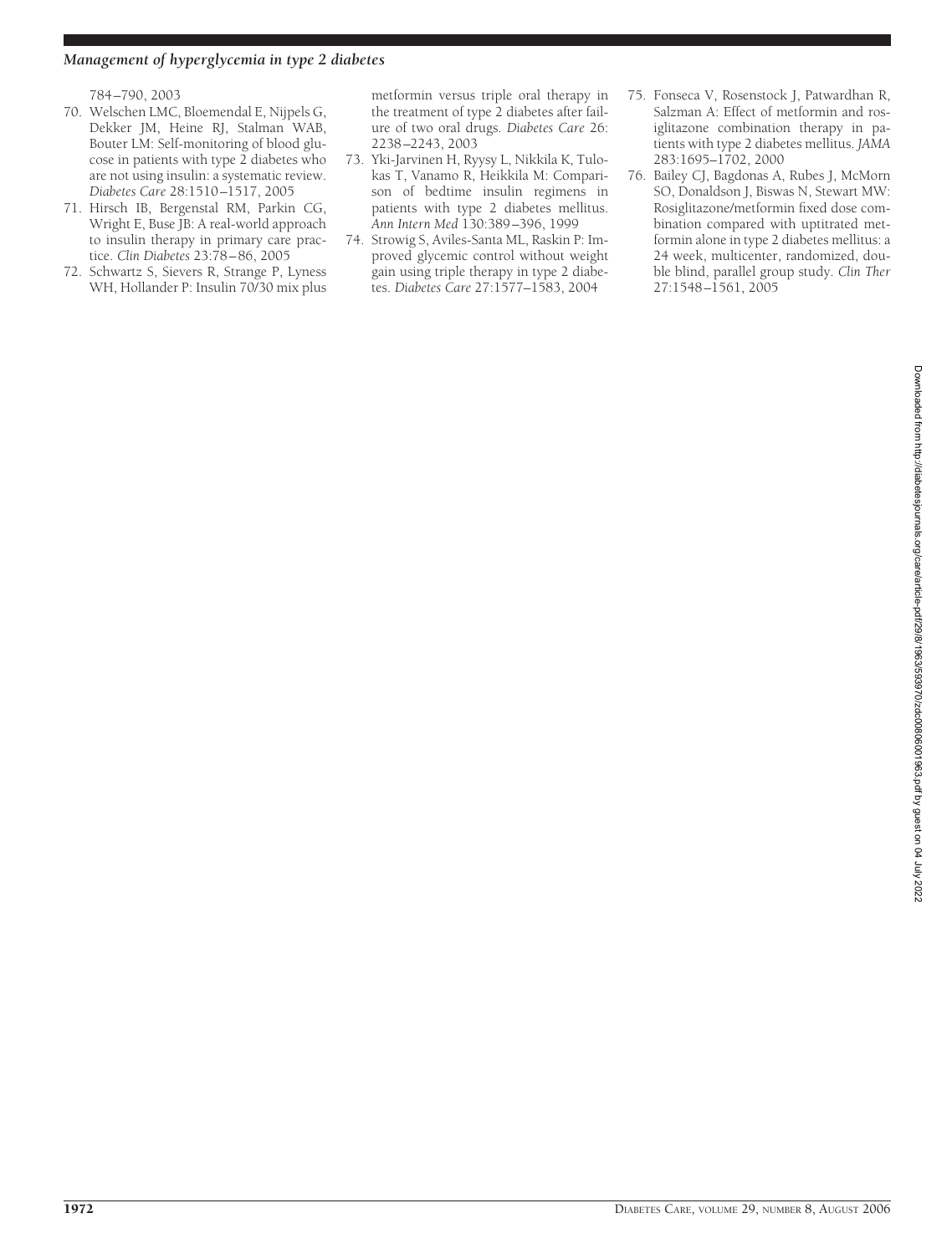784–790, 2003

70. Welschen LMC, Bloemendal E, Nijpels G, Dekker JM, Heine RJ, Stalman WAB, Bouter LM: Self-monitoring of blood glucose in patients with type 2 diabetes who are not using insulin: a systematic review. *Diabetes Care* 28:1510–1517, 2005
71. Hirsch IB, Bergenstal RM, Parkin CG, Wright E, Buse JB: A real-world approach to insulin therapy in primary care practice. *Clin Diabetes* 23:78–86, 2005
72. Schwartz S, Sievers R, Strange P, Lyness WH, Hollander P: Insulin 70/30 mix plus metformin versus triple oral therapy in the treatment of type 2 diabetes after failure of two oral drugs. *Diabetes Care* 26: 2238–2243, 2003
73. Yki-Jarvinen H, Ryysy L, Nikkila K, Tulokas T, Vanamo R, Heikkila M: Comparison of bedtime insulin regimens in patients with type 2 diabetes mellitus. *Ann Intern Med* 130:389–396, 1999
74. Strowig S, Aviles-Santa ML, Raskin P: Improved glycemic control without weight gain using triple therapy in type 2 diabetes. *Diabetes Care* 27:1577–1583, 2004
75. Fonseca V, Rosenstock J, Patwardhan R, Salzman A: Effect of metformin and rosiglitazone combination therapy in patients with type 2 diabetes mellitus. *JAMA* 283:1695–1702, 2000
76. Bailey CJ, Bagdonas A, Rubes J, McMorn SO, Donaldson J, Biswas N, Stewart MW: Rosiglitazone/metformin fixed dose combination compared with uptitrated metformin alone in type 2 diabetes mellitus: a 24 week, multicenter, randomized, double blind, parallel group study. *Clin Ther* 27:1548–1561, 2005